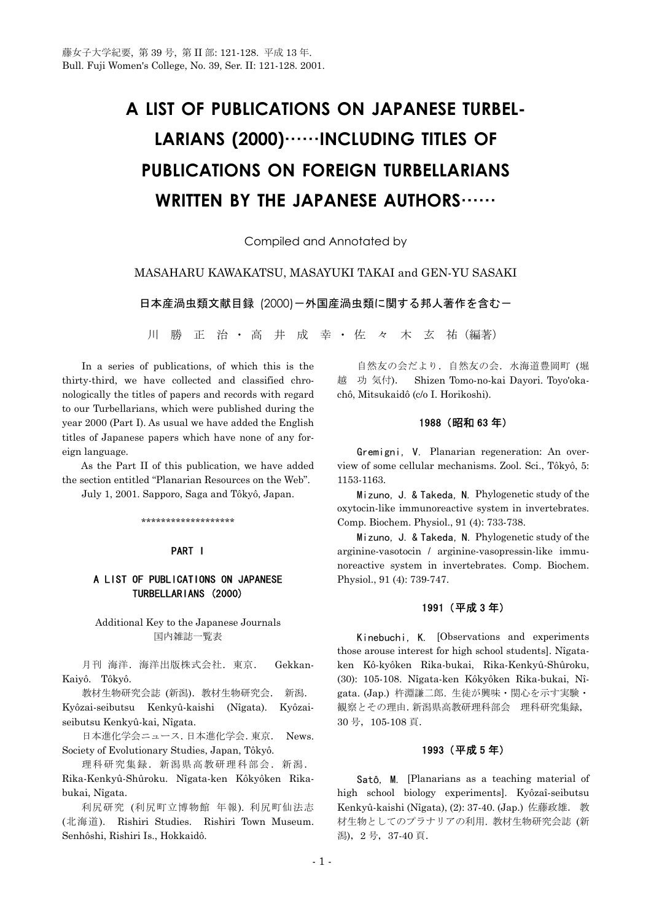藤女子大学紀要, 第 39 号, 第 II 部: 121-128. 平成 13 年.
Bull. Fuji Women's College, No. 39, Ser. II: 121-128. 2001.

# A LIST OF PUBLICATIONS ON JAPANESE TURBELLARIANS (2000)……INCLUDING TITLES OF PUBLICATIONS ON FOREIGN TURBELLARIANS WRITTEN BY THE JAPANESE AUTHORS……

Compiled and Annotated by

MASAHARU KAWAKATSU, MASAYUKI TAKAI and GEN-YU SASAKI

日本産渦虫類文献目録 (2000)－外国産渦虫類に関する邦人著作を含む－

川 勝 正 治・高 井 成 幸・佐 々 木 玄 祐（編著）

In a series of publications, of which this is the thirty-third, we have collected and classified chronologically the titles of papers and records with regard to our Turbellarians, which were published during the year 2000 (Part I). As usual we have added the English titles of Japanese papers which have none of any foreign language.

As the Part II of this publication, we have added the section entitled "Planarian Resources on the Web".

July 1, 2001. Sapporo, Saga and Tôkyô, Japan.

\*\*\*\*\*\*\*\*\*\*\*\*\*\*\*\*\*\*\*

## PART I

### A LIST OF PUBLICATIONS ON JAPANESE TURBELLARIANS (2000)

Additional Key to the Japanese Journals
国内雑誌一覧表

月刊 海洋. 海洋出版株式会社. 東京. Gekkan-Kaiyô. Tôkyô.

教材生物研究会誌 (新潟). 教材生物研究会. 新潟. Kyôzai-seibutsu Kenkyû-kaishi (Nîgata). Kyôzai-seibutsu Kenkyû-kai, Nîgata.

日本進化学会ニュース. 日本進化学会. 東京. News. Society of Evolutionary Studies, Japan, Tôkyô.

理科研究集録. 新潟県高教研理科部会. 新潟. Rika-Kenkyû-Shûroku. Nîgata-ken Kôkyôken Rika-bukai, Nîgata.

利尻研究 (利尻町立博物館 年報). 利尻町仙法志 (北海道). Rishiri Studies. Rishiri Town Museum. Senhôshi, Rishiri Is., Hokkaidô.

自然友の会だより. 自然友の会. 水海道豊岡町 (堀越 功 気付). Shizen Tomo-no-kai Dayori. Toyo'oka-chô, Mitsukaidô (c/o I. Horikoshi).

#### 1988（昭和 63 年）

Gremigni, V. Planarian regeneration: An overview of some cellular mechanisms. Zool. Sci., Tôkyô, 5: 1153-1163.

Mizuno, J. & Takeda, N. Phylogenetic study of the oxytocin-like immunoreactive system in invertebrates. Comp. Biochem. Physiol., 91 (4): 733-738.

Mizuno, J. & Takeda, N. Phylogenetic study of the arginine-vasotocin / arginine-vasopressin-like immunoreactive system in invertebrates. Comp. Biochem. Physiol., 91 (4): 739-747.

#### 1991（平成 3 年）

Kinebuchi, K. [Observations and experiments those arouse interest for high school students]. Nîgata-ken Kô-kyôken Rika-bukai, Rika-Kenkyû-Shûroku, (30): 105-108. Nîgata-ken Kôkyôken Rika-bukai, Nîgata. (Jap.) 杵淵謙二郎. 生徒が興味・関心を示す実験・観察とその理由. 新潟県高教研理科部会　理科研究集録, 30 号, 105-108 頁.

#### 1993（平成 5 年）

Satô, M. [Planarians as a teaching material of high school biology experiments]. Kyôzaî-seibutsu Kenkyû-kaishi (Nîgata), (2): 37-40. (Jap.) 佐藤政雄. 教材生物としてのプラナリアの利用. 教材生物研究会誌 (新潟), 2 号, 37-40 頁.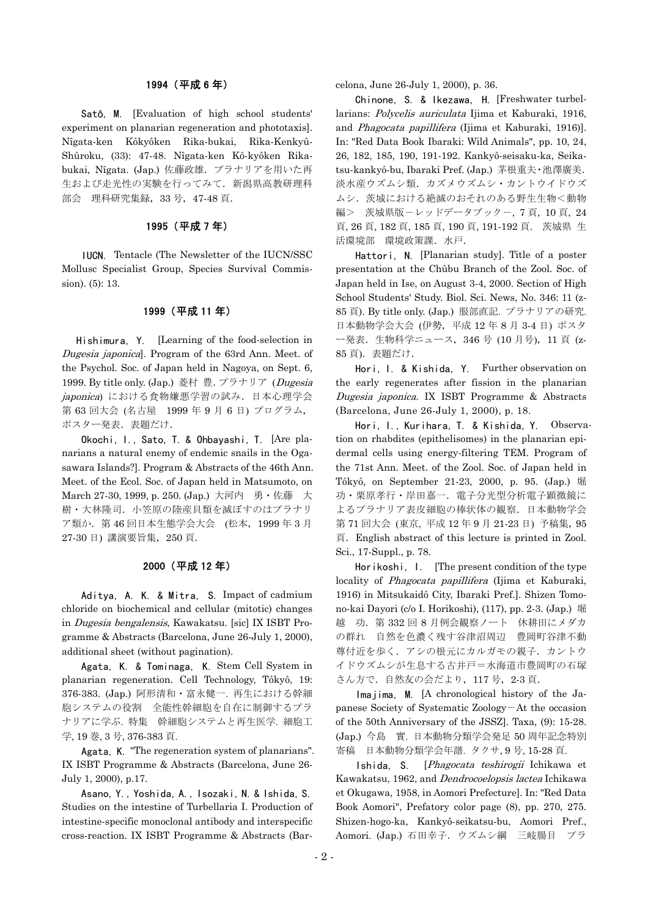## 1994（平成 6 年）

**Satô, M.** [Evaluation of high school students' experiment on planarian regeneration and phototaxis]. Nîgata-ken Kôkyôken Rika-bukai, Rika-Kenkyû-Shûroku, (33): 47-48. Nîgata-ken Kô-kyôken Rika-bukai, Nîgata. (Jap.) 佐藤政雄．プラナリアを用いた再生および走光性の実験を行ってみて．新潟県高教研理科部会　理科研究集録，33 号，47-48 頁．

## 1995（平成 7 年）

**IUCN.** Tentacle (The Newsletter of the IUCN/SSC Mollusc Specialist Group, Species Survival Commission). (5): 13.

## 1999（平成 11 年）

**Hishimura, Y.** [Learning of the food-selection in *Dugesia japonica*]. Program of the 63rd Ann. Meet. of the Psychol. Soc. of Japan held in Nagoya, on Sept. 6, 1999. By title only. (Jap.) 菱村 豊．プラナリア (*Dugesia japonica*) における食物嫌悪学習の試み．日本心理学会第 63 回大会 (名古屋　1999 年 9 月 6 日) プログラム，ポスター発表．表題だけ．

**Okochi, I., Sato, T. & Ohbayashi, T.** [Are planarians a natural enemy of endemic snails in the Ogasawara Islands?]. Program & Abstracts of the 46th Ann. Meet. of the Ecol. Soc. of Japan held in Matsumoto, on March 27-30, 1999, p. 250. (Jap.) 大河内　勇・佐藤　大樹・大林隆司．小笠原の陸産貝類を滅ぼすのはプラナリア類か．第 46 回日本生態学会大会　(松本，1999 年 3 月 27-30 日) 講演要旨集，250 頁．

## 2000（平成 12 年）

**Aditya, A. K. & Mitra, S.** Impact of cadmium chloride on biochemical and cellular (mitotic) changes in *Dugesia bengalensis*, Kawakatsu. [sic] IX ISBT Programme & Abstracts (Barcelona, June 26-July 1, 2000), additional sheet (without pagination).

**Agata, K. & Tominaga, K.** Stem Cell System in planarian regeneration. Cell Technology, Tôkyô, 19: 376-383. (Jap.) 阿形清和・富永健一．再生における幹細胞システムの役割　全能性幹細胞を自在に制御するプラナリアに学ぶ．特集　幹細胞システムと再生医学．細胞工学，19 巻，3 号，376-383 頁．

**Agata, K.** "The regeneration system of planarians". IX ISBT Programme & Abstracts (Barcelona, June 26-July 1, 2000), p.17.

**Asano, Y., Yoshida, A., Isozaki, N. & Ishida, S.** Studies on the intestine of Turbellaria I. Production of intestine-specific monoclonal antibody and interspecific cross-reaction. IX ISBT Programme & Abstracts (Barcelona, June 26-July 1, 2000), p. 36.

**Chinone, S. & Ikezawa, H.** [Freshwater turbellarians: *Polycelis auriculata* Ijima et Kaburaki, 1916, and *Phagocata papillifera* (Ijima et Kaburaki, 1916)]. In: "Red Data Book Ibaraki: Wild Animals", pp. 10, 24, 26, 182, 185, 190, 191-192. Kankyô-seisaku-ka, Seikatsu-kankyô-bu, Ibaraki Pref. (Jap.) 茅根重夫・池澤廣美．淡水産ウズムシ類．カズメウズムシ・カントウイドウズムシ．茨城における絶滅のおそれのある野生生物＜動物編＞　茨城県版－レッドデータブック－，7 頁，10 頁，24 頁，26 頁，182 頁，185 頁，190 頁，191-192 頁．茨城県 生活環境部　環境政策課．水戸．

**Hattori, N.** [Planarian study]. Title of a poster presentation at the Chûbu Branch of the Zool. Soc. of Japan held in Ise, on August 3-4, 2000. Section of High School Students' Study. Biol. Sci. News, No. 346: 11 (z-85 頁). By title only. (Jap.) 服部直記．プラナリアの研究．日本動物学会大会 (伊勢，平成 12 年 8 月 3-4 日) ポスター発表．生物科学ニュース，346 号 (10 月号)，11 頁 (z-85 頁)．表題だけ．

**Hori, I. & Kishida, Y.** Further observation on the early regenerates after fission in the planarian *Dugesia japonica*. IX ISBT Programme & Abstracts (Barcelona, June 26-July 1, 2000), p. 18.

**Hori, I., Kurihara, T. & Kishida, Y.** Observation on rhabdites (epithelisomes) in the planarian epidermal cells using energy-filtering TEM. Program of the 71st Ann. Meet. of the Zool. Soc. of Japan held in Tôkyô, on September 21-23, 2000, p. 95. (Jap.) 堀功・栗原孝行・岸田嘉一．電子分光型分析電子顕微鏡によるプラナリア表皮細胞の棒状体の観察．日本動物学会第 71 回大会 (東京，平成 12 年 9 月 21-23 日) 予稿集，95 頁．English abstract of this lecture is printed in Zool. Sci., 17-Suppl., p. 78.

**Horikoshi, I.** [The present condition of the type locality of *Phagocata papillifera* (Ijima et Kaburaki, 1916) in Mitsukaidô City, Ibaraki Pref.]. Shizen Tomono-kai Dayori (c/o I. Horikoshi), (117), pp. 2-3. (Jap.) 堀越　功．第 332 回 8 月例会観察ノート　休耕田にメダカの群れ　自然を色濃く残す谷津沼周辺　豊岡町谷津不動尊付近を歩く．アシの根元にカルガモの親子．カントウイドウズムシが生息する古井戸＝水海道市豊岡町の石塚さん方で．自然友の会だより，117 号，2-3 頁．

**Imajima, M.** [A chronological history of the Japanese Society of Systematic Zoology－At the occasion of the 50th Anniversary of the JSSZ]. Taxa, (9): 15-28. (Jap.) 今島　實．日本動物分類学会発足 50 周年記念特別寄稿　日本動物分類学会年譜．タクサ，9 号，15-28 頁．

**Ishida, S.** [*Phagocata teshirogii* Ichikawa et Kawakatsu, 1962, and *Dendrocoelopsis lactea* Ichikawa et Okugawa, 1958, in Aomori Prefecture]. In: "Red Data Book Aomori", Prefatory color page (8), pp. 270, 275. Shizen-hogo-ka, Kankyô-seikatsu-bu, Aomori Pref., Aomori. (Jap.) 石田幸子．ウズムシ綱　三岐腸目　プラ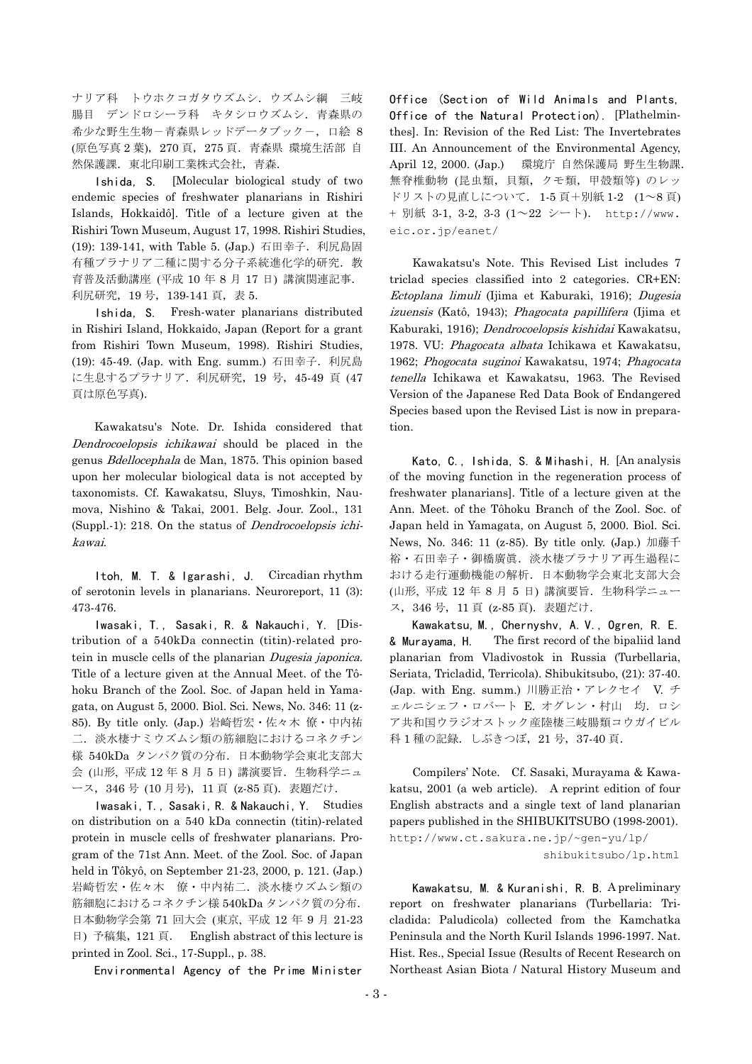ナリア科　トウホクコガタウズムシ．ウズムシ綱　三岐腸目　デンドロシーラ科　キタシロウズムシ．青森県の希少な野生生物－青森県レッドデータブック－，口絵 8 (原色写真 2 葉)，270 頁，275 頁．青森県 環境生活部 自然保護課．東北印刷工業株式会社，青森．

Ishida, S. [Molecular biological study of two endemic species of freshwater planarians in Rishiri Islands, Hokkaidô]. Title of a lecture given at the Rishiri Town Museum, August 17, 1998. Rishiri Studies, (19): 139-141, with Table 5. (Jap.) 石田幸子．利尻島固有種プラナリア二種に関する分子系統進化学的研究．教育普及活動講座 (平成 10 年 8 月 17 日) 講演関連記事．利尻研究，19 号，139-141 頁，表 5.

Ishida, S. Fresh-water planarians distributed in Rishiri Island, Hokkaido, Japan (Report for a grant from Rishiri Town Museum, 1998). Rishiri Studies, (19): 45-49. (Jap. with Eng. summ.) 石田幸子．利尻島に生息するプラナリア．利尻研究，19 号，45-49 頁 (47 頁は原色写真).

Kawakatsu's Note. Dr. Ishida considered that *Dendrocoelopsis ichikawai* should be placed in the genus *Bdellocephala* de Man, 1875. This opinion based upon her molecular biological data is not accepted by taxonomists. Cf. Kawakatsu, Sluys, Timoshkin, Naumova, Nishino & Takai, 2001. Belg. Jour. Zool., 131 (Suppl.-1): 218. On the status of *Dendrocoelopsis ichikawai*.

Itoh, M. T. & Igarashi, J. Circadian rhythm of serotonin levels in planarians. Neuroreport, 11 (3): 473-476.

Iwasaki, T., Sasaki, R. & Nakauchi, Y. [Distribution of a 540kDa connectin (titin)-related protein in muscle cells of the planarian *Dugesia japonica*. Title of a lecture given at the Annual Meet. of the Tôhoku Branch of the Zool. Soc. of Japan held in Yamagata, on August 5, 2000. Biol. Sci. News, No. 346: 11 (z-85). By title only. (Jap.) 岩崎哲宏・佐々木 僚・中内祐二．淡水棲ナミウズムシ類の筋細胞におけるコネクチン様 540kDa タンパク質の分布．日本動物学会東北支部大会 (山形，平成 12 年 8 月 5 日) 講演要旨．生物科学ニュース，346 号 (10 月号)，11 頁 (z-85 頁)．表題だけ．

Iwasaki, T., Sasaki, R. & Nakauchi, Y. Studies on distribution on a 540 kDa connectin (titin)-related protein in muscle cells of freshwater planarians. Program of the 71st Ann. Meet. of the Zool. Soc. of Japan held in Tôkyô, on September 21-23, 2000, p. 121. (Jap.) 岩崎哲宏・佐々木　僚・中内祐二．淡水棲ウズムシ類の筋細胞におけるコネクチン様 540kDa タンパク質の分布．日本動物学会第 71 回大会 (東京，平成 12 年 9 月 21-23 日) 予稿集，121 頁． English abstract of this lecture is printed in Zool. Sci., 17-Suppl., p. 38.

Environmental Agency of the Prime Minister Office (Section of Wild Animals and Plants, Office of the Natural Protection). [Plathelminthes]. In: Revision of the Red List: The Invertebrates III. An Announcement of the Environmental Agency, April 12, 2000. (Jap.) 環境庁 自然保護局 野生生物課．無脊椎動物 (昆虫類，貝類，クモ類，甲殻類等) のレッドリストの見直しについて．1-5 頁＋別紙 1-2 (1～8 頁) ＋ 別紙 3-1, 3-2, 3-3 (1～22 シート)．http://www.eic.or.jp/eanet/

Kawakatsu's Note. This Revised List includes 7 triclad species classified into 2 categories. CR+EN: *Ectoplana limuli* (Ijima et Kaburaki, 1916); *Dugesia izuensis* (Katô, 1943); *Phagocata papillifera* (Ijima et Kaburaki, 1916); *Dendrocoelopsis kishidai* Kawakatsu, 1978. VU: *Phagocata albata* Ichikawa et Kawakatsu, 1962; *Phogocata suginoi* Kawakatsu, 1974; *Phagocata tenella* Ichikawa et Kawakatsu, 1963. The Revised Version of the Japanese Red Data Book of Endangered Species based upon the Revised List is now in preparation.

Kato, C., Ishida, S. & Mihashi, H. [An analysis of the moving function in the regeneration process of freshwater planarians]. Title of a lecture given at the Ann. Meet. of the Tôhoku Branch of the Zool. Soc. of Japan held in Yamagata, on August 5, 2000. Biol. Sci. News, No. 346: 11 (z-85). By title only. (Jap.) 加藤千裕・石田幸子・御橋廣眞．淡水棲プラナリア再生過程における走行運動機能の解析．日本動物学会東北支部大会 (山形，平成 12 年 8 月 5 日) 講演要旨．生物科学ニュース，346 号，11 頁 (z-85 頁)．表題だけ．

Kawakatsu, M., Chernyshv, A. V., Ogren, R. E. & Murayama, H. The first record of the bipaliid land planarian from Vladivostok in Russia (Turbellaria, Seriata, Tricladid, Terricola). Shibukitsubo, (21): 37-40. (Jap. with Eng. summ.) 川勝正治・アレクセイ V. チェルニシェフ・ロバート E. オグレン・村山　均．ロシア共和国ウラジオストック産陸棲三岐腸類コウガイビル科 1 種の記録．しぶきつぼ，21 号，37-40 頁．

Compilers' Note. Cf. Sasaki, Murayama & Kawakatsu, 2001 (a web article). A reprint edition of four English abstracts and a single text of land planarian papers published in the SHIBUKITSUBO (1998-2001). http://www.ct.sakura.ne.jp/~gen-yu/lp/shibukitsubo/lp.html

Kawakatsu, M. & Kuranishi, R. B. A preliminary report on freshwater planarians (Turbellaria: Tricladida: Paludicola) collected from the Kamchatka Peninsula and the North Kuril Islands 1996-1997. Nat. Hist. Res., Special Issue (Results of Recent Research on Northeast Asian Biota / Natural History Museum and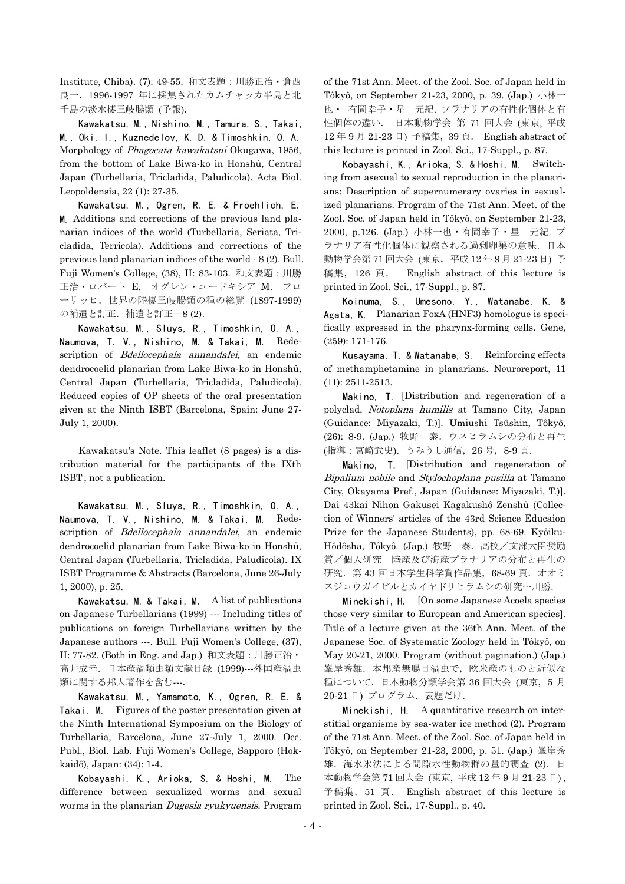Institute, Chiba). (7): 49-55. 和文表題：川勝正治・倉西良一. 1996-1997 年に採集されたカムチャッカ半島と北千島の淡水棲三岐腸類 (予報).

**Kawakatsu, M., Nishino, M., Tamura, S., Takai, M., Oki, I., Kuznedelov, K. D. & Timoshkin, O. A.** Morphology of *Phagocata kawakatsui* Okugawa, 1956, from the bottom of Lake Biwa-ko in Honshû, Central Japan (Turbellaria, Tricladida, Paludicola). Acta Biol. Leopoldensia, 22 (1): 27-35.

**Kawakatsu, M., Ogren, R. E. & Froehlich, E. M.** Additions and corrections of the previous land planarian indices of the world (Turbellaria, Seriata, Tricladida, Terricola). Additions and corrections of the previous land planarian indices of the world - 8 (2). Bull. Fuji Women's College, (38), II: 83-103. 和文表題：川勝正治・ロバート E. オグレン・ユードキシア M. フローリッヒ. 世界の陸棲三岐腸類の種の総覧 (1897-1999) の補遺と訂正. 補遺と訂正－8 (2).

**Kawakatsu, M., Sluys, R., Timoshkin, O. A., Naumova, T. V., Nishino, M. & Takai, M.** Redescription of *Bdellocephala annandalei*, an endemic dendrocoelid planarian from Lake Biwa-ko in Honshû, Central Japan (Turbellaria, Tricladida, Paludicola). Reduced copies of OP sheets of the oral presentation given at the Ninth ISBT (Barcelona, Spain: June 27-July 1, 2000).

Kawakatsu's Note. This leaflet (8 pages) is a distribution material for the participants of the IXth ISBT ; not a publication.

**Kawakatsu, M., Sluys, R., Timoshkin, O. A., Naumova, T. V., Nishino, M. & Takai, M.** Redescription of *Bdellocephala annandalei*, an endemic dendrocoelid planarian from Lake Biwa-ko in Honshû, Central Japan (Turbellaria, Tricladida, Paludicola). IX ISBT Programme & Abstracts (Barcelona, June 26-July 1, 2000), p. 25.

**Kawakatsu, M. & Takai, M.** A list of publications on Japanese Turbellarians (1999) --- Including titles of publications on foreign Turbellarians written by the Japanese authors ---. Bull. Fuji Women's College, (37), II: 77-82. (Both in Eng. and Jap.) 和文表題：川勝正治・高井成幸. 日本産渦類虫類文献目録 (1999)---外国産渦虫類に関する邦人著作を含む---.

**Kawakatsu, M., Yamamoto, K., Ogren, R. E. & Takai, M.** Figures of the poster presentation given at the Ninth International Symposium on the Biology of Turbellaria, Barcelona, June 27-July 1, 2000. Occ. Publ., Biol. Lab. Fuji Women's College, Sapporo (Hokkaidô), Japan: (34): 1-4.

**Kobayashi, K., Arioka, S. & Hoshi, M.** The difference between sexualized worms and sexual worms in the planarian *Dugesia ryukyuensis*. Program of the 71st Ann. Meet. of the Zool. Soc. of Japan held in Tôkyô, on September 21-23, 2000, p. 39. (Jap.) 小林一也・ 有岡幸子・星 元紀. プラナリアの有性化個体と有性個体の違い. 日本動物学会 第 71 回大会 (東京, 平成 12 年 9 月 21-23 日) 予稿集，39 頁. English abstract of this lecture is printed in Zool. Sci., 17-Suppl., p. 87.

**Kobayashi, K., Arioka, S. & Hoshi, M.** Switching from asexual to sexual reproduction in the planarians: Description of supernumerary ovaries in sexualized planarians. Program of the 71st Ann. Meet. of the Zool. Soc. of Japan held in Tôkyô, on September 21-23, 2000, p.126. (Jap.) 小林一也・有岡幸子・星 元紀. プラナリア有性化個体に観察される過剰卵巣の意味. 日本動物学会第 71 回大会 (東京，平成 12 年 9 月 21-23 日) 予稿集，126 頁. English abstract of this lecture is printed in Zool. Sci., 17-Suppl., p. 87.

**Koinuma, S., Umesono, Y., Watanabe, K. & Agata, K.** Planarian FoxA (HNF3) homologue is specifically expressed in the pharynx-forming cells. Gene, (259): 171-176.

**Kusayama, T. & Watanabe, S.** Reinforcing effects of methamphetamine in planarians. Neuroreport, 11 (11): 2511-2513.

**Makino, T.** [Distribution and regeneration of a polyclad, *Notoplana humilis* at Tamano City, Japan (Guidance: Miyazaki, T.)]. Umiushi Tsûshin, Tôkyô, (26): 8-9. (Jap.) 牧野 泰. ウスヒラムシの分布と再生 (指導：宮崎武史). うみうし通信，26 号，8-9 頁.

**Makino, T.** [Distribution and regeneration of *Bipalium nobile* and *Stylochoplana pusilla* at Tamano City, Okayama Pref., Japan (Guidance: Miyazaki, T.)]. Dai 43kai Nihon Gakusei Kagakushô Zenshû (Collection of Winners' articles of the 43rd Science Educaion Prize for the Japanese Students), pp. 68-69. Kyôiku-Hôdôsha, Tôkyô. (Jap.) 牧野 泰. 高校／文部大臣奨励賞／個人研究 陸産及び海産プラナリアの分布と再生の研究. 第 43 回日本学生科学賞作品集，68-69 頁. オオミスジコウガイビルとカイヤドリヒラムシの研究…川勝.

**Minekishi, H.** [On some Japanese Acoela species those very similar to European and American species]. Title of a lecture given at the 36th Ann. Meet. of the Japanese Soc. of Systematic Zoology held in Tôkyô, on May 20-21, 2000. Program (without pagination.) (Jap.) 峯岸秀雄. 本邦産無腸目渦虫で，欧米産のものと近似な種について. 日本動物分類学会第 36 回大会 (東京，5 月 20-21 日) プログラム. 表題だけ.

**Minekishi, H.** A quantitative research on interstitial organisms by sea-water ice method (2). Program of the 71st Ann. Meet. of the Zool. Soc. of Japan held in Tôkyô, on September 21-23, 2000, p. 51. (Jap.) 峯岸秀雄. 海水氷法による間隙水性動物群の量的調査 (2). 日本動物学会第 71 回大会 (東京，平成 12 年 9 月 21-23 日)，予稿集，51 頁. English abstract of this lecture is printed in Zool. Sci., 17-Suppl., p. 40.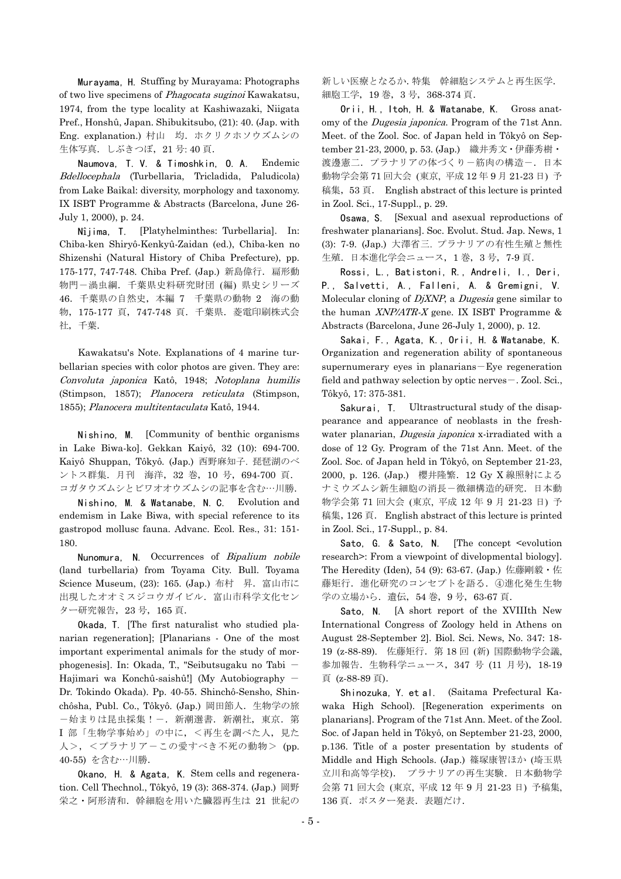**Murayama, H.** Stuffing by Murayama: Photographs of two live specimens of *Phagocata suginoi* Kawakatsu, 1974, from the type locality at Kashiwazaki, Niigata Pref., Honshû, Japan. Shibukitsubo, (21): 40. (Jap. with Eng. explanation.) 村山 均. ホクリクホソウズムシの生体写真. しぶきつぼ, 21 号: 40 頁.

**Naumova, T. V. & Timoshkin, O. A.** Endemic *Bdellocephala* (Turbellaria, Tricladida, Paludicola) from Lake Baikal: diversity, morphology and taxonomy. IX ISBT Programme & Abstracts (Barcelona, June 26-July 1, 2000), p. 24.

**Nîjima, T.** [Platyhelminthes: Turbellaria]. In: Chiba-ken Shiryô-Kenkyû-Zaidan (ed.), Chiba-ken no Shizenshi (Natural History of Chiba Prefecture), pp. 175-177, 747-748. Chiba Pref. (Jap.) 新島偉行. 扁形動物門－渦虫綱. 千葉県史料研究財団 (編) 県史シリーズ 46. 千葉県の自然史, 本編 7 千葉県の動物 2 海の動物, 175-177 頁, 747-748 頁. 千葉県. 菱電印刷株式会社, 千葉.

Kawakatsu's Note. Explanations of 4 marine turbellarian species with color photos are given. They are: *Convoluta japonica* Katô, 1948; *Notoplana humilis* (Stimpson, 1857); *Planocera reticulata* (Stimpson, 1855); *Planocera multitentaculata* Katô, 1944.

**Nishino, M.** [Community of benthic organisms in Lake Biwa-ko]. Gekkan Kaiyô, 32 (10): 694-700. Kaiyô Shuppan, Tôkyô. (Jap.) 西野麻知子. 琵琶湖のベントス群集. 月刊 海洋, 32 巻, 10 号, 694-700 頁. コガタウズムシとビワオオウズムシの記事を含む…川勝.

**Nishino, M. & Watanabe, N. C.** Evolution and endemism in Lake Biwa, with special reference to its gastropod mollusc fauna. Advanc. Ecol. Res., 31: 151-180.

**Nunomura, N.** Occurrences of *Bipalium nobile* (land turbellaria) from Toyama City. Bull. Toyama Science Museum, (23): 165. (Jap.) 布村 昇. 富山市に出現したオオミスジコウガイビル. 富山市科学文化センター研究報告, 23 号, 165 頁.

**Okada, T.** [The first naturalist who studied planarian regeneration]; [Planarians - One of the most important experimental animals for the study of morphogenesis]. In: Okada, T., "Seibutsugaku no Tabi － Hajimari wa Konchû-saishû!] (My Autobiography － Dr. Tokindo Okada). Pp. 40-55. Shinchô-Sensho, Shinchôsha, Publ. Co., Tôkyô. (Jap.) 岡田節人. 生物学の旅－始まりは昆虫採集！－. 新潮選書. 新潮社, 東京. 第 I 部「生物学事始め」の中に, ＜再生を調べた人, 見た人＞, ＜プラナリア－この愛すべき不死の動物＞ (pp. 40-55) を含む…川勝.

**Okano, H. & Agata, K.** Stem cells and regeneration. Cell Thechnol., Tôkyô, 19 (3): 368-374. (Jap.) 岡野栄之・阿形清和. 幹細胞を用いた臓器再生は 21 世紀の新しい医療となるか. 特集 幹細胞システムと再生医学. 細胞工学, 19 巻, 3 号, 368-374 頁.

**Orii, H., Itoh, H. & Watanabe, K.** Gross anatomy of the *Dugesia japonica*. Program of the 71st Ann. Meet. of the Zool. Soc. of Japan held in Tôkyô on September 21-23, 2000, p. 53. (Jap.) 織井秀文・伊藤秀樹・渡邊憲二. プラナリアの体づくり－筋肉の構造－. 日本動物学会第 71 回大会 (東京, 平成 12 年 9 月 21-23 日) 予稿集, 53 頁. English abstract of this lecture is printed in Zool. Sci., 17-Suppl., p. 29.

**Osawa, S.** [Sexual and asexual reproductions of freshwater planarians]. Soc. Evolut. Stud. Jap. News, 1 (3): 7-9. (Jap.) 大澤省三. プラナリアの有性生殖と無性生殖. 日本進化学会ニュース, 1 巻, 3 号, 7-9 頁.

**Rossi, L., Batistoni, R., Andreli, I., Deri, P., Salvetti, A., Falleni, A. & Gremigni, V.** Molecular cloning of *DjXNP*, a *Dugesia* gene similar to the human *XNP/ATR-X* gene. IX ISBT Programme & Abstracts (Barcelona, June 26-July 1, 2000), p. 12.

**Sakai, F., Agata, K., Orii, H. & Watanabe, K.** Organization and regeneration ability of spontaneous supernumerary eyes in planarians－Eye regeneration field and pathway selection by optic nerves－. Zool. Sci., Tôkyô, 17: 375-381.

**Sakurai, T.** Ultrastructural study of the disappearance and appearance of neoblasts in the freshwater planarian, *Dugesia japonica* x-irradiated with a dose of 12 Gy. Program of the 71st Ann. Meet. of the Zool. Soc. of Japan held in Tôkyô, on September 21-23, 2000, p. 126. (Jap.) 櫻井隆繁. 12 Gy X 線照射によるナミウズムシ新生細胞の消長－微細構造的研究. 日本動物学会第 71 回大会 (東京, 平成 12 年 9 月 21-23 日) 予稿集, 126 頁. English abstract of this lecture is printed in Zool. Sci., 17-Suppl., p. 84.

**Sato, G. & Sato, N.** [The concept <evolution research>: From a viewpoint of divelopmental biology]. The Heredity (Iden), 54 (9): 63-67. (Jap.) 佐藤剛毅・佐藤矩行. 進化研究のコンセプトを語る. ④進化発生生物学の立場から. 遺伝, 54 巻, 9 号, 63-67 頁.

**Sato, N.** [A short report of the XVIIIth New International Congress of Zoology held in Athens on August 28-September 2]. Biol. Sci. News, No. 347: 18-19 (z-88-89). 佐藤矩行. 第 18 回 (新) 国際動物学会議, 参加報告. 生物科学ニュース, 347 号 (11 月号), 18-19 頁 (z-88-89 頁).

**Shinozuka, Y. et al.** (Saitama Prefectural Kawaka High School). [Regeneration experiments on planarians]. Program of the 71st Ann. Meet. of the Zool. Soc. of Japan held in Tôkyô, on September 21-23, 2000, p.136. Title of a poster presentation by students of Middle and High Schools. (Jap.) 篠塚康智ほか (埼玉県立川和高等学校). プラナリアの再生実験. 日本動物学会第 71 回大会 (東京, 平成 12 年 9 月 21-23 日) 予稿集, 136 頁. ポスター発表. 表題だけ.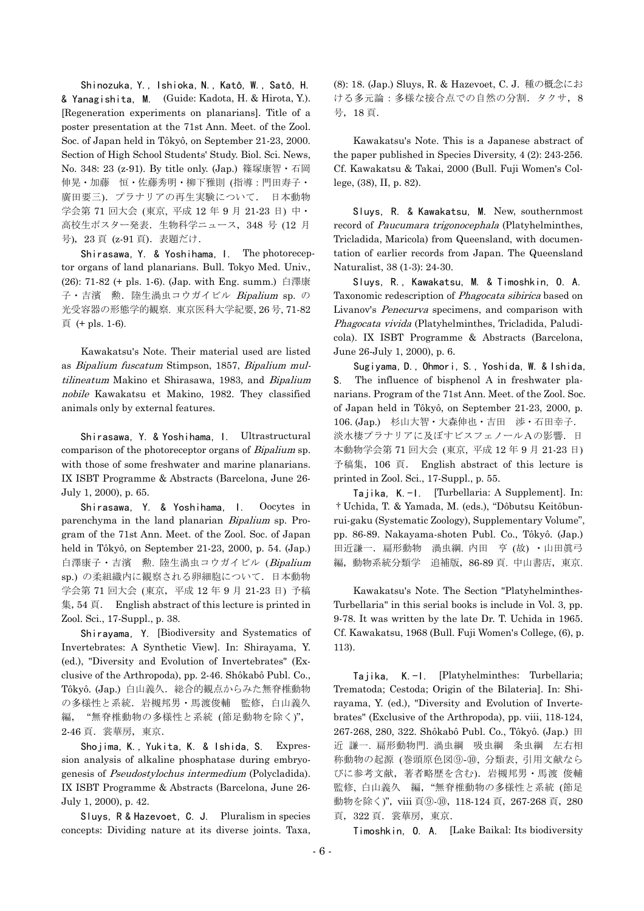Shinozuka, Y., Ishioka, N., Katô, W., Satô, H. & Yanagishita, M. (Guide: Kadota, H. & Hirota, Y.). [Regeneration experiments on planarians]. Title of a poster presentation at the 71st Ann. Meet. of the Zool. Soc. of Japan held in Tôkyô, on September 21-23, 2000. Section of High School Students' Study. Biol. Sci. News, No. 348: 23 (z-91). By title only. (Jap.) 篠塚康智・石岡伸晃・加藤　恒・佐藤秀明・柳下雅則 (指導：門田寿子・廣田要三). プラナリアの再生実験について. 日本動物学会第 71 回大会 (東京, 平成 12 年 9 月 21-23 日) 中・高校生ポスター発表. 生物科学ニュース, 348 号 (12 月号), 23 頁 (z-91 頁). 表題だけ.

Shirasawa, Y. & Yoshihama, I. The photoreceptor organs of land planarians. Bull. Tokyo Med. Univ., (26): 71-82 (+ pls. 1-6). (Jap. with Eng. summ.) 白澤康子・吉濱　勲. 陸生渦虫コウガイビル *Bipalium* sp. の光受容器の形態学的観察. 東京医科大学紀要, 26 号, 71-82 頁 (+ pls. 1-6).

Kawakatsu's Note. Their material used are listed as *Bipalium fuscatum* Stimpson, 1857, *Bipalium multilineatum* Makino et Shirasawa, 1983, and *Bipalium nobile* Kawakatsu et Makino, 1982. They classified animals only by external features.

Shirasawa, Y. & Yoshihama, I. Ultrastructural comparison of the photoreceptor organs of *Bipalium* sp. with those of some freshwater and marine planarians. IX ISBT Programme & Abstracts (Barcelona, June 26-July 1, 2000), p. 65.

Shirasawa, Y. & Yoshihama, I. Oocytes in parenchyma in the land planarian *Bipalium* sp. Program of the 71st Ann. Meet. of the Zool. Soc. of Japan held in Tôkyô, on September 21-23, 2000, p. 54. (Jap.) 白澤康子・吉濱　勲. 陸生渦虫コウガイビル (*Bipalium* sp.) の柔組織内に観察される卵細胞について. 日本動物学会第 71 回大会 (東京, 平成 12 年 9 月 21-23 日) 予稿集, 54 頁. English abstract of this lecture is printed in Zool. Sci., 17-Suppl., p. 38.

Shirayama, Y. [Biodiversity and Systematics of Invertebrates: A Synthetic View]. In: Shirayama, Y. (ed.), "Diversity and Evolution of Invertebrates" (Exclusive of the Arthropoda), pp. 2-46. Shôkabô Publ. Co., Tôkyô. (Jap.) 白山義久. 総合的観点からみた無脊椎動物の多様性と系統. 岩槻邦男・馬渡俊輔　監修, 白山義久　編, "無脊椎動物の多様性と系統 (節足動物を除く)", 2-46 頁. 裳華房, 東京.

Shojima, K., Yukita, K. & Ishida, S. Expression analysis of alkaline phosphatase during embryogenesis of *Pseudostylochus intermedium* (Polycladida). IX ISBT Programme & Abstracts (Barcelona, June 26-July 1, 2000), p. 42.

Sluys, R & Hazevoet, C. J. Pluralism in species concepts: Dividing nature at its diverse joints. Taxa, (8): 18. (Jap.) Sluys, R. & Hazevoet, C. J. 種の概念における多元論：多様な接合点での自然の分割. タクサ, 8 号, 18 頁.

Kawakatsu's Note. This is a Japanese abstract of the paper published in Species Diversity, 4 (2): 243-256. Cf. Kawakatsu & Takai, 2000 (Bull. Fuji Women's College, (38), II, p. 82).

Sluys, R. & Kawakatsu, M. New, southernmost record of *Paucumara trigonocephala* (Platyhelminthes, Tricladida, Maricola) from Queensland, with documentation of earlier records from Japan. The Queensland Naturalist, 38 (1-3): 24-30.

Sluys, R., Kawakatsu, M. & Timoshkin, O. A. Taxonomic redescription of *Phagocata sibirica* based on Livanov's *Penecurva* specimens, and comparison with *Phagocata vivida* (Platyhelminthes, Tricladida, Paludicola). IX ISBT Programme & Abstracts (Barcelona, June 26-July 1, 2000), p. 6.

Sugiyama, D., Ohmori, S., Yoshida, W. & Ishida, S. The influence of bisphenol A in freshwater planarians. Program of the 71st Ann. Meet. of the Zool. Soc. of Japan held in Tôkyô, on September 21-23, 2000, p. 106. (Jap.) 杉山大智・大森伸也・吉田　渉・石田幸子. 淡水棲プラナリアに及ぼすビスフェノール A の影響. 日本動物学会第 71 回大会 (東京, 平成 12 年 9 月 21-23 日) 予稿集, 106 頁. English abstract of this lecture is printed in Zool. Sci., 17-Suppl., p. 55.

Tajika, K.-I. [Turbellaria: A Supplement]. In: †Uchida, T. & Yamada, M. (eds.), "Dôbutsu Keitôbunrui-gaku (Systematic Zoology), Supplementary Volume", pp. 86-89. Nakayama-shoten Publ. Co., Tôkyô. (Jap.) 田近謙一. 扁形動物　渦虫綱. 内田　亨 (故) ・山田眞弓 編, 動物系統分類学　追補版, 86-89 頁. 中山書店, 東京.

Kawakatsu's Note. The Section "Platyhelminthes-Turbellaria" in this serial books is include in Vol. 3, pp. 9-78. It was written by the late Dr. T. Uchida in 1965. Cf. Kawakatsu, 1968 (Bull. Fuji Women's College, (6), p. 113).

Tajika, K.-I. [Platyhelminthes: Turbellaria; Trematoda; Cestoda; Origin of the Bilateria]. In: Shirayama, Y. (ed.), "Diversity and Evolution of Invertebrates" (Exclusive of the Arthropoda), pp. viii, 118-124, 267-268, 280, 322. Shôkabô Publ. Co., Tôkyô. (Jap.) 田近　謙一. 扁形動物門. 渦虫綱　吸虫綱　条虫綱　左右相称動物の起源 (巻頭原色図⑨-⑩, 分類表, 引用文献ならびに参考文献, 著者略歴を含む). 岩槻邦男・馬渡 俊輔 監修, 白山義久　編, "無脊椎動物の多様性と系統 (節足動物を除く)", viii 頁⑨-⑩, 118-124 頁, 267-268 頁, 280 頁, 322 頁. 裳華房, 東京.

Timoshkin, O. A. [Lake Baikal: Its biodiversity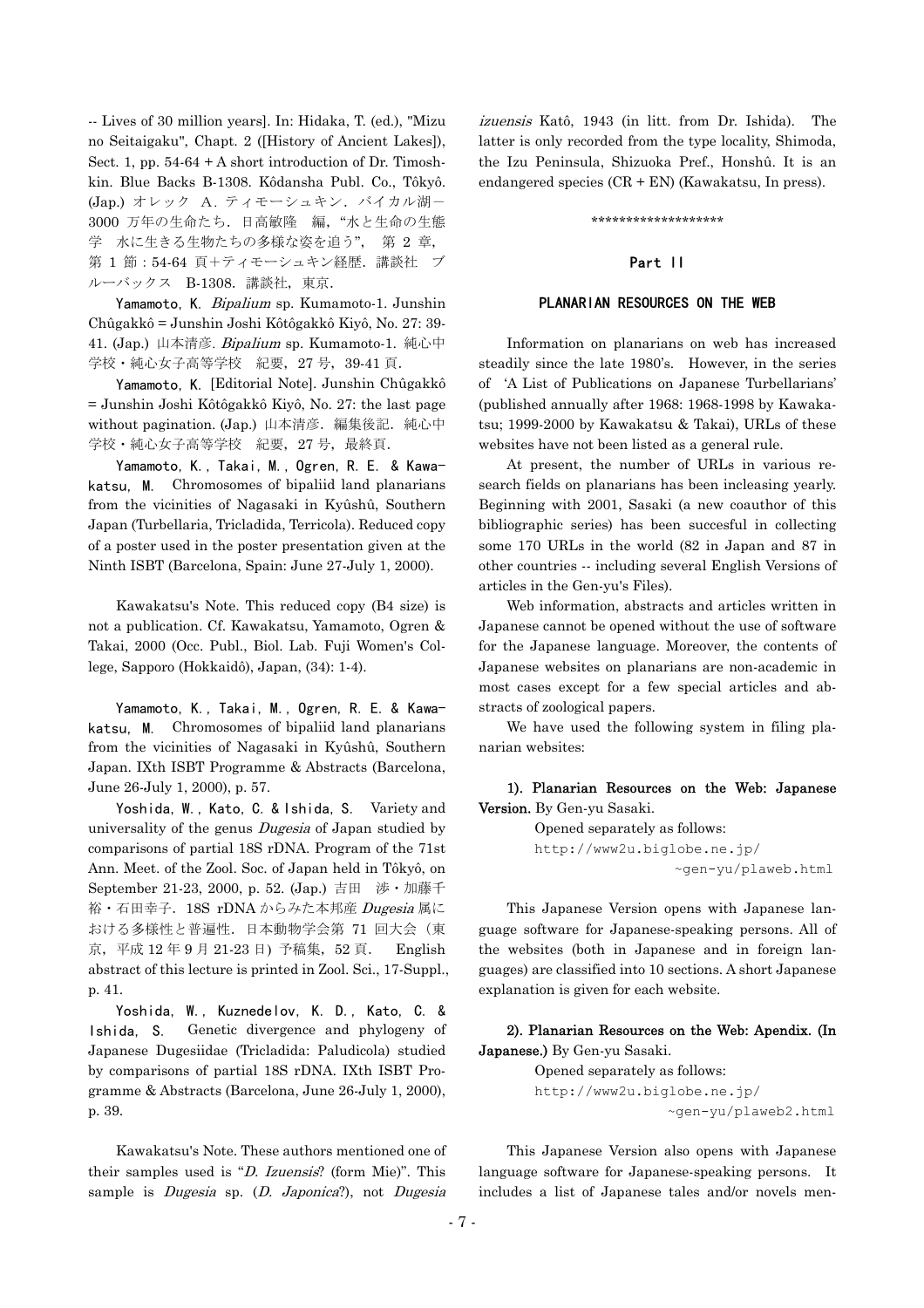-- Lives of 30 million years]. In: Hidaka, T. (ed.), "Mizu no Seitaigaku", Chapt. 2 ([History of Ancient Lakes]), Sect. 1, pp. 54-64 + A short introduction of Dr. Timoshkin. Blue Backs B-1308. Kôdansha Publ. Co., Tôkyô. (Jap.) オレック A．ティモーシュキン．バイカル湖－3000 万年の生命たち．日高敏隆 編，"水と生命の生態学 水に生きる生物たちの多様な姿を追う"， 第 2 章，第 1 節：54-64 頁＋ティモーシュキン経歴．講談社 ブルーバックス B-1308．講談社，東京．

Yamamoto, K. *Bipalium* sp. Kumamoto-1. Junshin Chûgakkô = Junshin Joshi Kôtôgakkô Kiyô, No. 27: 39-41. (Jap.) 山本清彦．*Bipalium* sp. Kumamoto-1．純心中学校・純心女子高等学校 紀要，27 号，39-41 頁．

Yamamoto, K. [Editorial Note]. Junshin Chûgakkô = Junshin Joshi Kôtôgakkô Kiyô, No. 27: the last page without pagination. (Jap.) 山本清彦．編集後記．純心中学校・純心女子高等学校 紀要，27 号，最終頁．

Yamamoto, K., Takai, M., Ogren, R. E. & Kawakatsu, M. Chromosomes of bipaliid land planarians from the vicinities of Nagasaki in Kyûshû, Southern Japan (Turbellaria, Tricladida, Terricola). Reduced copy of a poster used in the poster presentation given at the Ninth ISBT (Barcelona, Spain: June 27-July 1, 2000).

Kawakatsu's Note. This reduced copy (B4 size) is not a publication. Cf. Kawakatsu, Yamamoto, Ogren & Takai, 2000 (Occ. Publ., Biol. Lab. Fuji Women's College, Sapporo (Hokkaidô), Japan, (34): 1-4).

Yamamoto, K., Takai, M., Ogren, R. E. & Kawakatsu, M. Chromosomes of bipaliid land planarians from the vicinities of Nagasaki in Kyûshû, Southern Japan. IXth ISBT Programme & Abstracts (Barcelona, June 26-July 1, 2000), p. 57.

Yoshida, W., Kato, C. & Ishida, S. Variety and universality of the genus *Dugesia* of Japan studied by comparisons of partial 18S rDNA. Program of the 71st Ann. Meet. of the Zool. Soc. of Japan held in Tôkyô, on September 21-23, 2000, p. 52. (Jap.) 吉田 渉・加藤千裕・石田幸子．18S rDNA からみた本邦産 *Dugesia* 属における多様性と普遍性．日本動物学会第 71 回大会（東京，平成 12 年 9 月 21-23 日）予稿集，52 頁． English abstract of this lecture is printed in Zool. Sci., 17-Suppl., p. 41.

Yoshida, W., Kuznedelov, K. D., Kato, C. & Ishida, S. Genetic divergence and phylogeny of Japanese Dugesiidae (Tricladida: Paludicola) studied by comparisons of partial 18S rDNA. IXth ISBT Programme & Abstracts (Barcelona, June 26-July 1, 2000), p. 39.

Kawakatsu's Note. These authors mentioned one of their samples used is "*D. Izuensis*? (form Mie)". This sample is *Dugesia* sp. (*D. Japonica*?), not *Dugesia izuensis* Katô, 1943 (in litt. from Dr. Ishida). The latter is only recorded from the type locality, Shimoda, the Izu Peninsula, Shizuoka Pref., Honshû. It is an endangered species (CR + EN) (Kawakatsu, In press).

*******************

## Part II

### PLANARIAN RESOURCES ON THE WEB

Information on planarians on web has increased steadily since the late 1980's. However, in the series of 'A List of Publications on Japanese Turbellarians' (published annually after 1968: 1968-1998 by Kawakatsu; 1999-2000 by Kawakatsu & Takai), URLs of these websites have not been listed as a general rule.

At present, the number of URLs in various research fields on planarians has been inclеasing yearly. Beginning with 2001, Sasaki (a new coauthor of this bibliographic series) has been succesful in collecting some 170 URLs in the world (82 in Japan and 87 in other countries -- including several English Versions of articles in the Gen-yu's Files).

Web information, abstracts and articles written in Japanese cannot be opened without the use of software for the Japanese language. Moreover, the contents of Japanese websites on planarians are non-academic in most cases except for a few special articles and abstracts of zoological papers.

We have used the following system in filing planarian websites:

**1). Planarian Resources on the Web: Japanese Version.** By Gen-yu Sasaki.

Opened separately as follows:
http://www2u.biglobe.ne.jp/~gen-yu/plaweb.html

This Japanese Version opens with Japanese language software for Japanese-speaking persons. All of the websites (both in Japanese and in foreign languages) are classified into 10 sections. A short Japanese explanation is given for each website.

**2). Planarian Resources on the Web: Apendix. (In Japanese.)** By Gen-yu Sasaki.

Opened separately as follows:
http://www2u.biglobe.ne.jp/~gen-yu/plaweb2.html

This Japanese Version also opens with Japanese language software for Japanese-speaking persons. It includes a list of Japanese tales and/or novels men-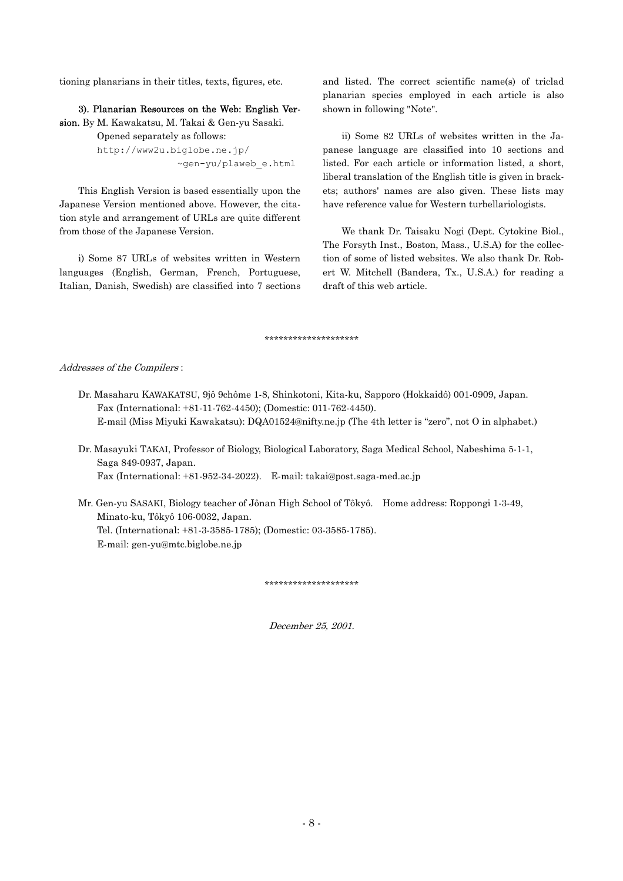tioning planarians in their titles, texts, figures, etc.

**3). Planarian Resources on the Web: English Version.** By M. Kawakatsu, M. Takai & Gen-yu Sasaki.

Opened separately as follows:
http://www2u.biglobe.ne.jp/~gen-yu/plaweb_e.html

This English Version is based essentially upon the Japanese Version mentioned above. However, the citation style and arrangement of URLs are quite different from those of the Japanese Version.

i) Some 87 URLs of websites written in Western languages (English, German, French, Portuguese, Italian, Danish, Swedish) are classified into 7 sections and listed. The correct scientific name(s) of triclad planarian species employed in each article is also shown in following "Note".

ii) Some 82 URLs of websites written in the Japanese language are classified into 10 sections and listed. For each article or information listed, a short, liberal translation of the English title is given in brackets; authors' names are also given. These lists may have reference value for Western turbellariologists.

We thank Dr. Taisaku Nogi (Dept. Cytokine Biol., The Forsyth Inst., Boston, Mass., U.S.A) for the collection of some of listed websites. We also thank Dr. Robert W. Mitchell (Bandera, Tx., U.S.A.) for reading a draft of this web article.

********************

*Addresses of the Compilers* :

Dr. Masaharu KAWAKATSU, 9jô 9chôme 1-8, Shinkotoni, Kita-ku, Sapporo (Hokkaidô) 001-0909, Japan.
Fax (International: +81-11-762-4450); (Domestic: 011-762-4450).
E-mail (Miss Miyuki Kawakatsu): DQA01524@nifty.ne.jp (The 4th letter is "zero", not O in alphabet.)

Dr. Masayuki TAKAI, Professor of Biology, Biological Laboratory, Saga Medical School, Nabeshima 5-1-1, Saga 849-0937, Japan.
Fax (International: +81-952-34-2022). E-mail: takai@post.saga-med.ac.jp

Mr. Gen-yu SASAKI, Biology teacher of Jônan High School of Tôkyô. Home address: Roppongi 1-3-49, Minato-ku, Tôkyô 106-0032, Japan.
Tel. (International: +81-3-3585-1785); (Domestic: 03-3585-1785).
E-mail: gen-yu@mtc.biglobe.ne.jp

********************

*December 25, 2001.*